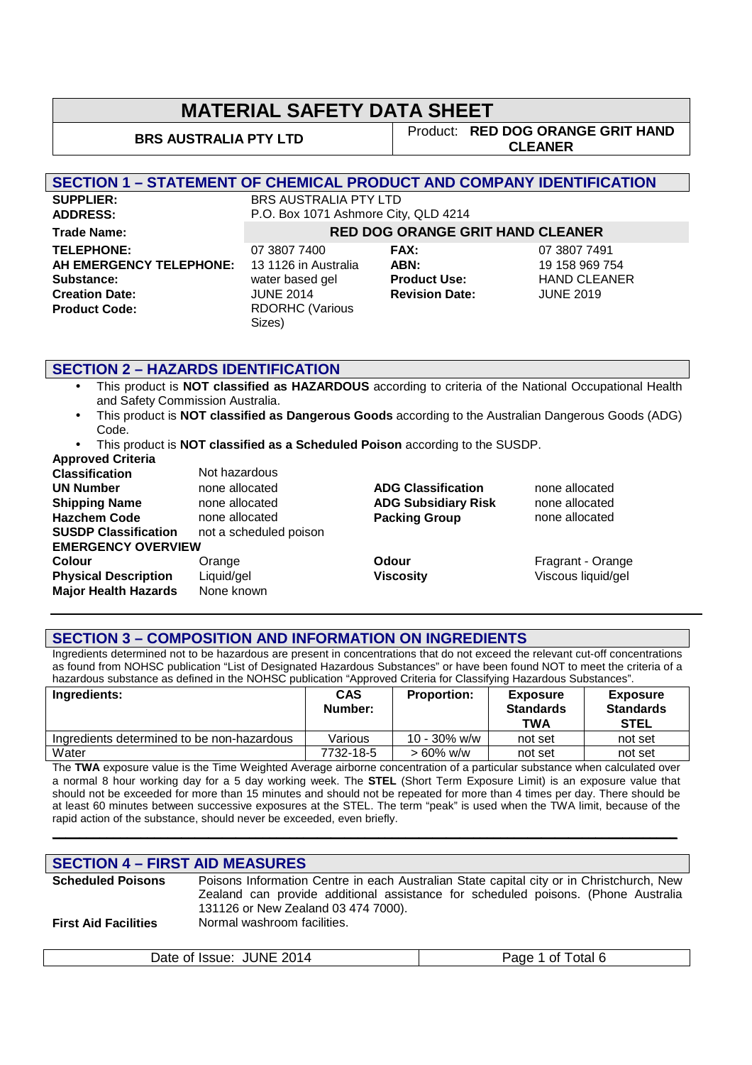# MATERIAL SAFETY DATA SHEET

| BRS AUSTRALIA PTY LTD | Product: **RED DOG ORANGE GRIT HAND CLEANER** |
|---|---|

## SECTION 1 – STATEMENT OF CHEMICAL PRODUCT AND COMPANY IDENTIFICATION

| | | | |
|---|---|---|---|
| **SUPPLIER:** | BRS AUSTRALIA PTY LTD | | |
| **ADDRESS:** | P.O. Box 1071 Ashmore City, QLD 4214 | | |
| **Trade Name:** | **RED DOG ORANGE GRIT HAND CLEANER** | | |
| **TELEPHONE:** | 07 3807 7400 | **FAX:** | 07 3807 7491 |
| **AH EMERGENCY TELEPHONE:** | 13 1126 in Australia | **ABN:** | 19 158 969 754 |
| **Substance:** | water based gel | **Product Use:** | HAND CLEANER |
| **Creation Date:** | JUNE 2014 | **Revision Date:** | JUNE 2019 |
| **Product Code:** | RDORHC (Various Sizes) | | |

## SECTION 2 – HAZARDS IDENTIFICATION

- This product is **NOT classified as HAZARDOUS** according to criteria of the National Occupational Health and Safety Commission Australia.
- This product is **NOT classified as Dangerous Goods** according to the Australian Dangerous Goods (ADG) Code.
- This product is **NOT classified as a Scheduled Poison** according to the SUSDP.

**Approved Criteria**

| | | | |
|---|---|---|---|
| **Classification** | Not hazardous | | |
| **UN Number** | none allocated | **ADG Classification** | none allocated |
| **Shipping Name** | none allocated | **ADG Subsidiary Risk** | none allocated |
| **Hazchem Code** | none allocated | **Packing Group** | none allocated |
| **SUSDP Classification** | not a scheduled poison | | |

**EMERGENCY OVERVIEW**

| | | | |
|---|---|---|---|
| **Colour** | Orange | **Odour** | Fragrant - Orange |
| **Physical Description** | Liquid/gel | **Viscosity** | Viscous liquid/gel |
| **Major Health Hazards** | None known | | |

## SECTION 3 – COMPOSITION AND INFORMATION ON INGREDIENTS

Ingredients determined not to be hazardous are present in concentrations that do not exceed the relevant cut-off concentrations as found from NOHSC publication "List of Designated Hazardous Substances" or have been found NOT to meet the criteria of a hazardous substance as defined in the NOHSC publication "Approved Criteria for Classifying Hazardous Substances".

| Ingredients: | CAS Number: | Proportion: | Exposure Standards TWA | Exposure Standards STEL |
|---|---|---|---|---|
| Ingredients determined to be non-hazardous | Various | 10 - 30% w/w | not set | not set |
| Water | 7732-18-5 | > 60% w/w | not set | not set |

The **TWA** exposure value is the Time Weighted Average airborne concentration of a particular substance when calculated over a normal 8 hour working day for a 5 day working week. The **STEL** (Short Term Exposure Limit) is an exposure value that should not be exceeded for more than 15 minutes and should not be repeated for more than 4 times per day. There should be at least 60 minutes between successive exposures at the STEL. The term "peak" is used when the TWA limit, because of the rapid action of the substance, should never be exceeded, even briefly.

## SECTION 4 – FIRST AID MEASURES

| | |
|---|---|
| **Scheduled Poisons** | Poisons Information Centre in each Australian State capital city or in Christchurch, New Zealand can provide additional assistance for scheduled poisons. (Phone Australia 131126 or New Zealand 03 474 7000). |
| **First Aid Facilities** | Normal washroom facilities. |

Date of Issue: JUNE 2014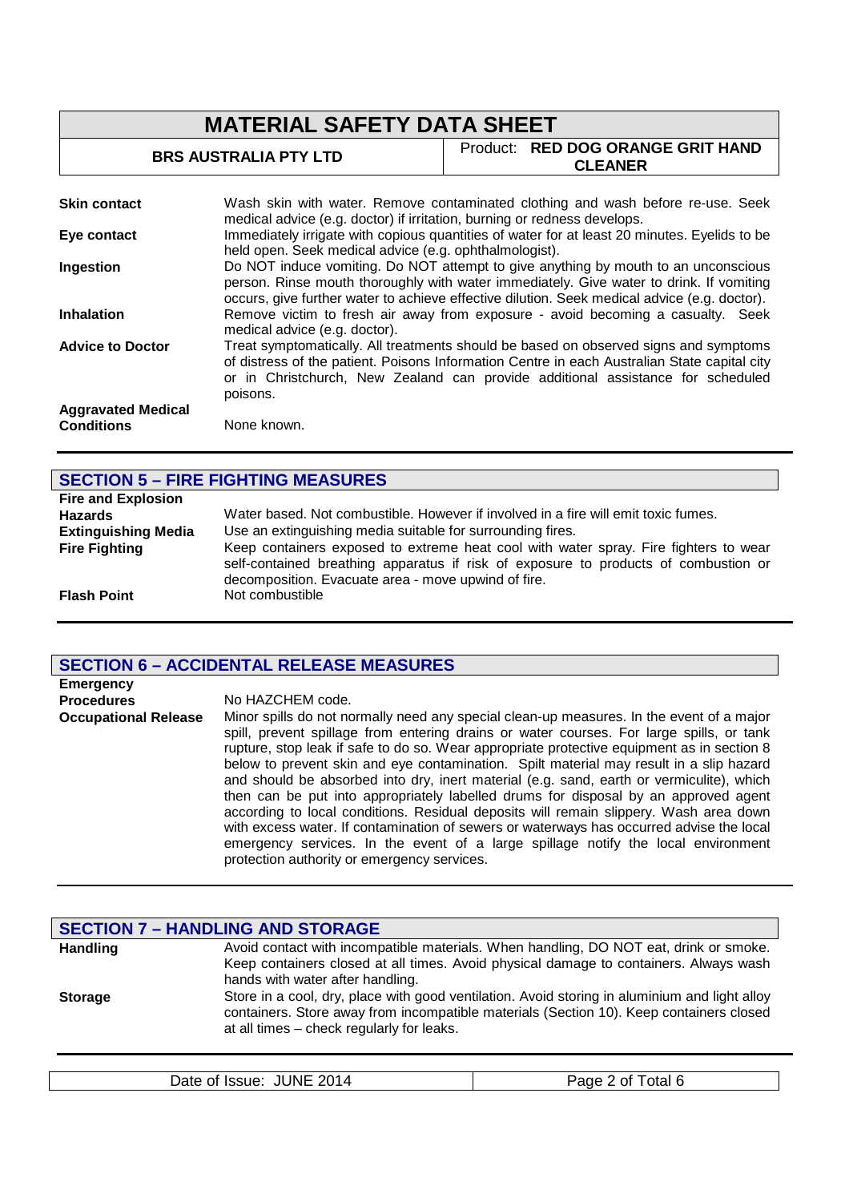| | |
|---|---|
| **Skin contact** | Wash skin with water. Remove contaminated clothing and wash before re-use. Seek medical advice (e.g. doctor) if irritation, burning or redness develops. |
| **Eye contact** | Immediately irrigate with copious quantities of water for at least 20 minutes. Eyelids to be held open. Seek medical advice (e.g. ophthalmologist). |
| **Ingestion** | Do NOT induce vomiting. Do NOT attempt to give anything by mouth to an unconscious person. Rinse mouth thoroughly with water immediately. Give water to drink. If vomiting occurs, give further water to achieve effective dilution. Seek medical advice (e.g. doctor). |
| **Inhalation** | Remove victim to fresh air away from exposure - avoid becoming a casualty. Seek medical advice (e.g. doctor). |
| **Advice to Doctor** | Treat symptomatically. All treatments should be based on observed signs and symptoms of distress of the patient. Poisons Information Centre in each Australian State capital city or in Christchurch, New Zealand can provide additional assistance for scheduled poisons. |
| **Aggravated Medical Conditions** | None known. |

## SECTION 5 – FIRE FIGHTING MEASURES

| | |
|---|---|
| **Fire and Explosion Hazards** | Water based. Not combustible. However if involved in a fire will emit toxic fumes. |
| **Extinguishing Media** | Use an extinguishing media suitable for surrounding fires. |
| **Fire Fighting** | Keep containers exposed to extreme heat cool with water spray. Fire fighters to wear self-contained breathing apparatus if risk of exposure to products of combustion or decomposition. Evacuate area - move upwind of fire. |
| **Flash Point** | Not combustible |

## SECTION 6 – ACCIDENTAL RELEASE MEASURES

| | |
|---|---|
| **Emergency Procedures** | No HAZCHEM code. |
| **Occupational Release** | Minor spills do not normally need any special clean-up measures. In the event of a major spill, prevent spillage from entering drains or water courses. For large spills, or tank rupture, stop leak if safe to do so. Wear appropriate protective equipment as in section 8 below to prevent skin and eye contamination. Spilt material may result in a slip hazard and should be absorbed into dry, inert material (e.g. sand, earth or vermiculite), which then can be put into appropriately labelled drums for disposal by an approved agent according to local conditions. Residual deposits will remain slippery. Wash area down with excess water. If contamination of sewers or waterways has occurred advise the local emergency services. In the event of a large spillage notify the local environment protection authority or emergency services. |

## SECTION 7 – HANDLING AND STORAGE

| | |
|---|---|
| **Handling** | Avoid contact with incompatible materials. When handling, DO NOT eat, drink or smoke. Keep containers closed at all times. Avoid physical damage to containers. Always wash hands with water after handling. |
| **Storage** | Store in a cool, dry, place with good ventilation. Avoid storing in aluminium and light alloy containers. Store away from incompatible materials (Section 10). Keep containers closed at all times – check regularly for leaks. |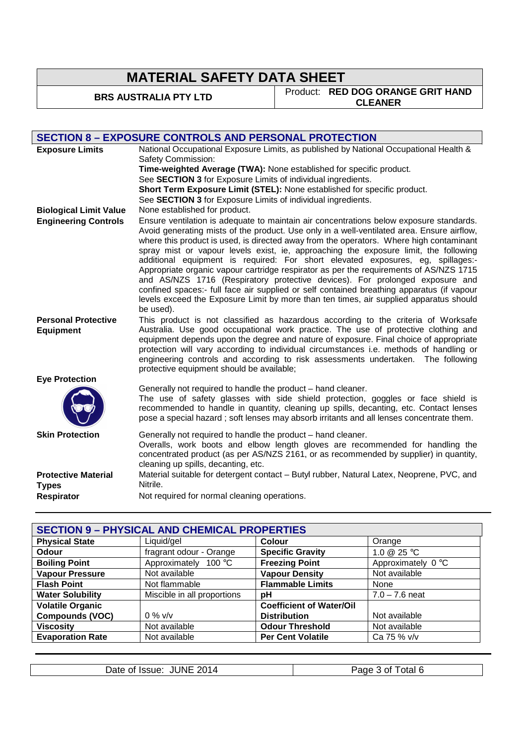# MATERIAL SAFETY DATA SHEET

**BRS AUSTRALIA PTY LTD** | Product: **RED DOG ORANGE GRIT HAND CLEANER**

## SECTION 8 – EXPOSURE CONTROLS AND PERSONAL PROTECTION

**Exposure Limits**

National Occupational Exposure Limits, as published by National Occupational Health & Safety Commission:
**Time-weighted Average (TWA):** None established for specific product.
See **SECTION 3** for Exposure Limits of individual ingredients.
**Short Term Exposure Limit (STEL):** None established for specific product.
See **SECTION 3** for Exposure Limits of individual ingredients.

**Biological Limit Value**

None established for product.

**Engineering Controls**

Ensure ventilation is adequate to maintain air concentrations below exposure standards. Avoid generating mists of the product. Use only in a well-ventilated area. Ensure airflow, where this product is used, is directed away from the operators. Where high contaminant spray mist or vapour levels exist, ie, approaching the exposure limit, the following additional equipment is required: For short elevated exposures, eg, spillages:- Appropriate organic vapour cartridge respirator as per the requirements of AS/NZS 1715 and AS/NZS 1716 (Respiratory protective devices). For prolonged exposure and confined spaces:- full face air supplied or self contained breathing apparatus (if vapour levels exceed the Exposure Limit by more than ten times, air supplied apparatus should be used).

**Personal Protective Equipment**

This product is not classified as hazardous according to the criteria of Worksafe Australia. Use good occupational work practice. The use of protective clothing and equipment depends upon the degree and nature of exposure. Final choice of appropriate protection will vary according to individual circumstances i.e. methods of handling or engineering controls and according to risk assessments undertaken. The following protective equipment should be available;

**Eye Protection**

Generally not required to handle the product – hand cleaner.
The use of safety glasses with side shield protection, goggles or face shield is recommended to handle in quantity, cleaning up spills, decanting, etc. Contact lenses pose a special hazard ; soft lenses may absorb irritants and all lenses concentrate them.

**Skin Protection**

Generally not required to handle the product – hand cleaner.
Overalls, work boots and elbow length gloves are recommended for handling the concentrated product (as per AS/NZS 2161, or as recommended by supplier) in quantity, cleaning up spills, decanting, etc.

**Protective Material Types**

Material suitable for detergent contact – Butyl rubber, Natural Latex, Neoprene, PVC, and Nitrile.

**Respirator**

Not required for normal cleaning operations.

## SECTION 9 – PHYSICAL AND CHEMICAL PROPERTIES

| | | | |
|---|---|---|---|
| **Physical State** | Liquid/gel | **Colour** | Orange |
| **Odour** | fragrant odour - Orange | **Specific Gravity** | 1.0 @ 25 °C |
| **Boiling Point** | Approximately 100 °C | **Freezing Point** | Approximately 0 °C |
| **Vapour Pressure** | Not available | **Vapour Density** | Not available |
| **Flash Point** | Not flammable | **Flammable Limits** | None |
| **Water Solubility** | Miscible in all proportions | **pH** | 7.0 – 7.6 neat |
| **Volatile Organic Compounds (VOC)** | 0 % v/v | **Coefficient of Water/Oil Distribution** | Not available |
| **Viscosity** | Not available | **Odour Threshold** | Not available |
| **Evaporation Rate** | Not available | **Per Cent Volatile** | Ca 75 % v/v |

Date of Issue: JUNE 2014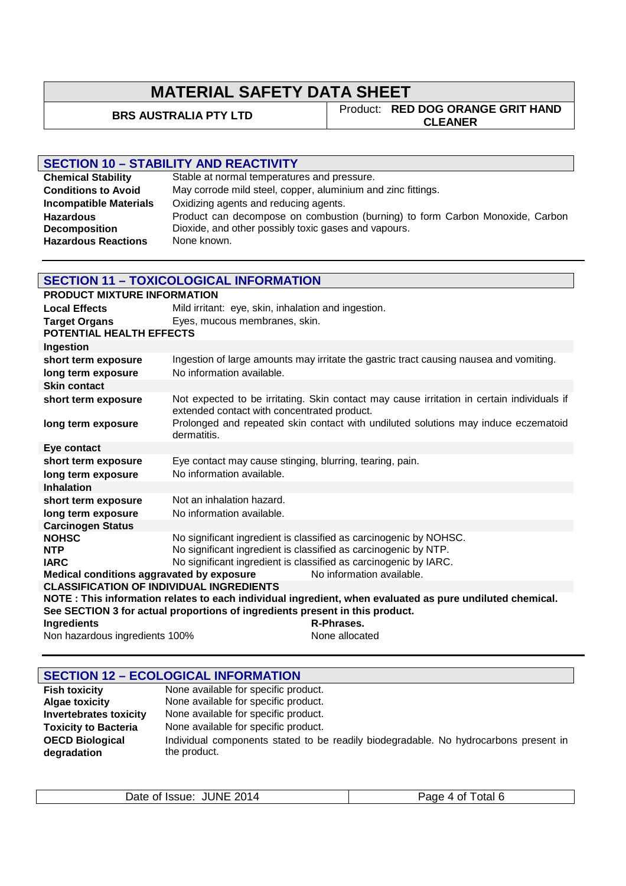# MATERIAL SAFETY DATA SHEET

**BRS AUSTRALIA PTY LTD** | Product: **RED DOG ORANGE GRIT HAND CLEANER**

## SECTION 10 – STABILITY AND REACTIVITY

| | |
|---|---|
| **Chemical Stability** | Stable at normal temperatures and pressure. |
| **Conditions to Avoid** | May corrode mild steel, copper, aluminium and zinc fittings. |
| **Incompatible Materials** | Oxidizing agents and reducing agents. |
| **Hazardous Decomposition** | Product can decompose on combustion (burning) to form Carbon Monoxide, Carbon Dioxide, and other possibly toxic gases and vapours. |
| **Hazardous Reactions** | None known. |

## SECTION 11 – TOXICOLOGICAL INFORMATION

**PRODUCT MIXTURE INFORMATION**

| | |
|---|---|
| **Local Effects** | Mild irritant: eye, skin, inhalation and ingestion. |
| **Target Organs** | Eyes, mucous membranes, skin. |

**POTENTIAL HEALTH EFFECTS**

| | |
|---|---|
| **Ingestion** | |
| **short term exposure** | Ingestion of large amounts may irritate the gastric tract causing nausea and vomiting. |
| **long term exposure** | No information available. |
| **Skin contact** | |
| **short term exposure** | Not expected to be irritating. Skin contact may cause irritation in certain individuals if extended contact with concentrated product. |
| **long term exposure** | Prolonged and repeated skin contact with undiluted solutions may induce eczematoid dermatitis. |
| **Eye contact** | |
| **short term exposure** | Eye contact may cause stinging, blurring, tearing, pain. |
| **long term exposure** | No information available. |
| **Inhalation** | |
| **short term exposure** | Not an inhalation hazard. |
| **long term exposure** | No information available. |
| **Carcinogen Status** | |
| **NOHSC** | No significant ingredient is classified as carcinogenic by NOHSC. |
| **NTP** | No significant ingredient is classified as carcinogenic by NTP. |
| **IARC** | No significant ingredient is classified as carcinogenic by IARC. |
| **Medical conditions aggravated by exposure** | No information available. |

**CLASSIFICATION OF INDIVIDUAL INGREDIENTS**

**NOTE : This information relates to each individual ingredient, when evaluated as pure undiluted chemical. See SECTION 3 for actual proportions of ingredients present in this product.**

| **Ingredients** | **R-Phrases.** |
|---|---|
| Non hazardous ingredients 100% | None allocated |

## SECTION 12 – ECOLOGICAL INFORMATION

| | |
|---|---|
| **Fish toxicity** | None available for specific product. |
| **Algae toxicity** | None available for specific product. |
| **Invertebrates toxicity** | None available for specific product. |
| **Toxicity to Bacteria** | None available for specific product. |
| **OECD Biological degradation** | Individual components stated to be readily biodegradable. No hydrocarbons present in the product. |

Date of Issue: JUNE 2014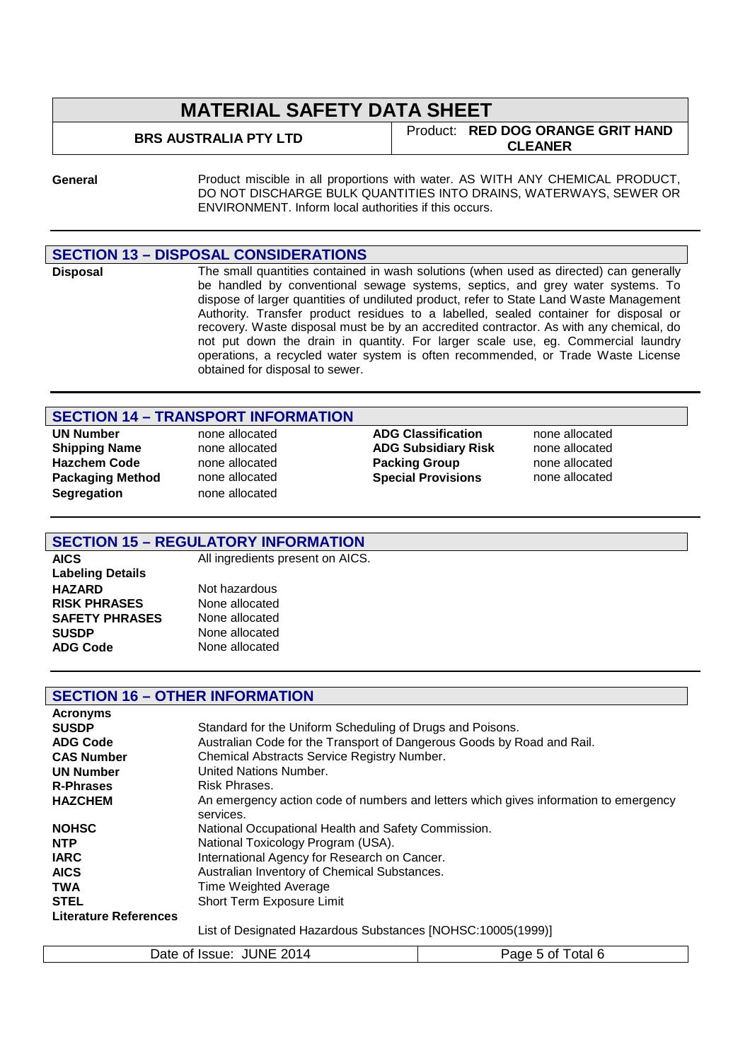# MATERIAL SAFETY DATA SHEET

| BRS AUSTRALIA PTY LTD | Product: **RED DOG ORANGE GRIT HAND CLEANER** |
|---|---|

**General** Product miscible in all proportions with water. AS WITH ANY CHEMICAL PRODUCT, DO NOT DISCHARGE BULK QUANTITIES INTO DRAINS, WATERWAYS, SEWER OR ENVIRONMENT. Inform local authorities if this occurs.

## SECTION 13 – DISPOSAL CONSIDERATIONS

**Disposal** The small quantities contained in wash solutions (when used as directed) can generally be handled by conventional sewage systems, septics, and grey water systems. To dispose of larger quantities of undiluted product, refer to State Land Waste Management Authority. Transfer product residues to a labelled, sealed container for disposal or recovery. Waste disposal must be by an accredited contractor. As with any chemical, do not put down the drain in quantity. For larger scale use, eg. Commercial laundry operations, a recycled water system is often recommended, or Trade Waste License obtained for disposal to sewer.

## SECTION 14 – TRANSPORT INFORMATION

| | | | |
|---|---|---|---|
| **UN Number** | none allocated | **ADG Classification** | none allocated |
| **Shipping Name** | none allocated | **ADG Subsidiary Risk** | none allocated |
| **Hazchem Code** | none allocated | **Packing Group** | none allocated |
| **Packaging Method** | none allocated | **Special Provisions** | none allocated |
| **Segregation** | none allocated | | |

## SECTION 15 – REGULATORY INFORMATION

| | |
|---|---|
| **AICS** | All ingredients present on AICS. |
| **Labeling Details** | |
| **HAZARD** | Not hazardous |
| **RISK PHRASES** | None allocated |
| **SAFETY PHRASES** | None allocated |
| **SUSDP** | None allocated |
| **ADG Code** | None allocated |

## SECTION 16 – OTHER INFORMATION

**Acronyms**

| | |
|---|---|
| **SUSDP** | Standard for the Uniform Scheduling of Drugs and Poisons. |
| **ADG Code** | Australian Code for the Transport of Dangerous Goods by Road and Rail. |
| **CAS Number** | Chemical Abstracts Service Registry Number. |
| **UN Number** | United Nations Number. |
| **R-Phrases** | Risk Phrases. |
| **HAZCHEM** | An emergency action code of numbers and letters which gives information to emergency services. |
| **NOHSC** | National Occupational Health and Safety Commission. |
| **NTP** | National Toxicology Program (USA). |
| **IARC** | International Agency for Research on Cancer. |
| **AICS** | Australian Inventory of Chemical Substances. |
| **TWA** | Time Weighted Average |
| **STEL** | Short Term Exposure Limit |

**Literature References**

List of Designated Hazardous Substances [NOHSC:10005(1999)]

Date of Issue: JUNE 2014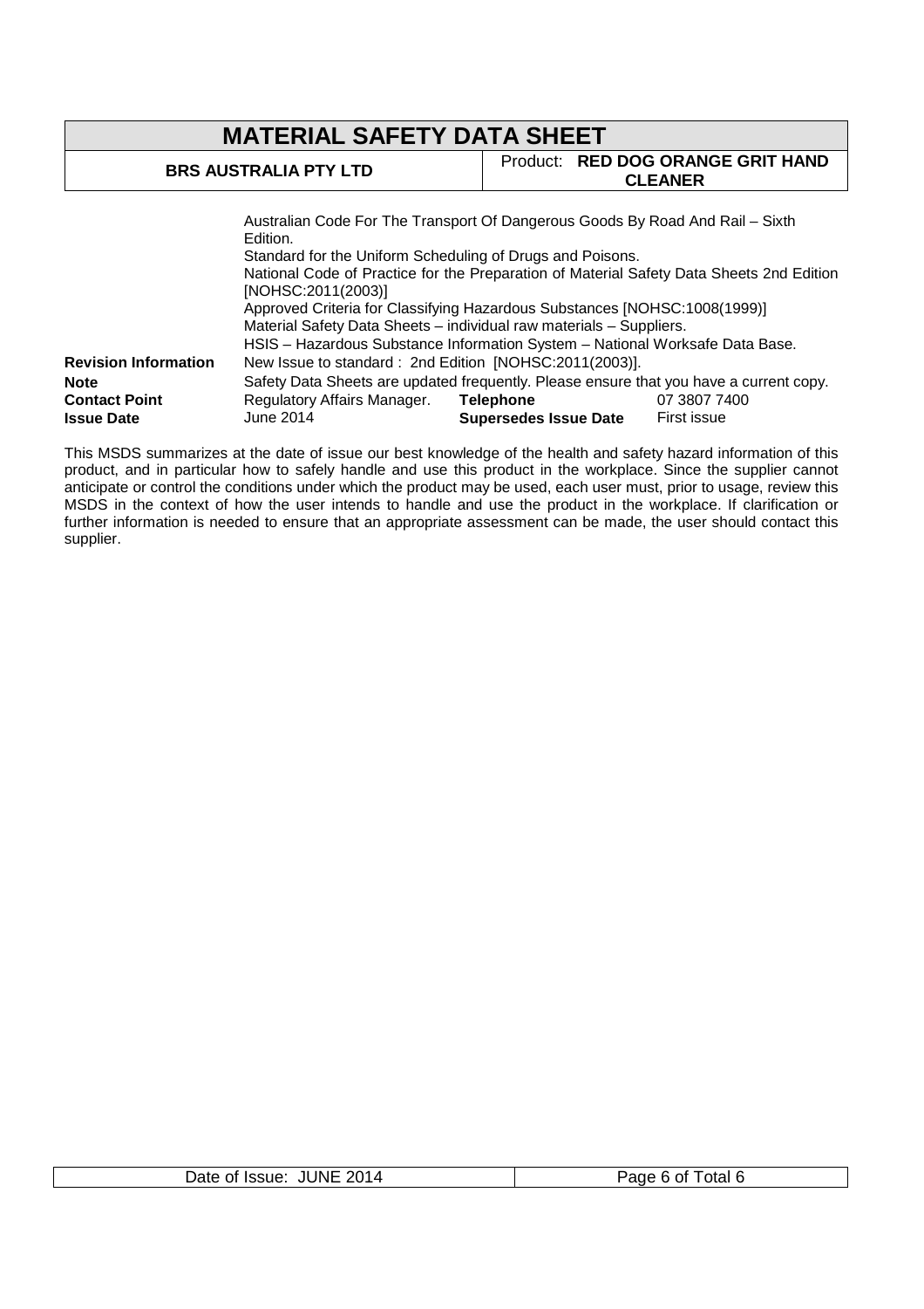|  |  |  |  |
|---|---|---|---|
|  | Australian Code For The Transport Of Dangerous Goods By Road And Rail – Sixth Edition. | | |
|  | Standard for the Uniform Scheduling of Drugs and Poisons. | | |
|  | National Code of Practice for the Preparation of Material Safety Data Sheets 2nd Edition [NOHSC:2011(2003)] | | |
|  | Approved Criteria for Classifying Hazardous Substances [NOHSC:1008(1999)] | | |
|  | Material Safety Data Sheets – individual raw materials – Suppliers. | | |
|  | HSIS – Hazardous Substance Information System – National Worksafe Data Base. | | |
| **Revision Information** | New Issue to standard : 2nd Edition [NOHSC:2011(2003)]. | | |
| **Note** | Safety Data Sheets are updated frequently. Please ensure that you have a current copy. | | |
| **Contact Point** | Regulatory Affairs Manager. | **Telephone** | 07 3807 7400 |
| **Issue Date** | June 2014 | **Supersedes Issue Date** | First issue |

This MSDS summarizes at the date of issue our best knowledge of the health and safety hazard information of this product, and in particular how to safely handle and use this product in the workplace. Since the supplier cannot anticipate or control the conditions under which the product may be used, each user must, prior to usage, review this MSDS in the context of how the user intends to handle and use the product in the workplace. If clarification or further information is needed to ensure that an appropriate assessment can be made, the user should contact this supplier.